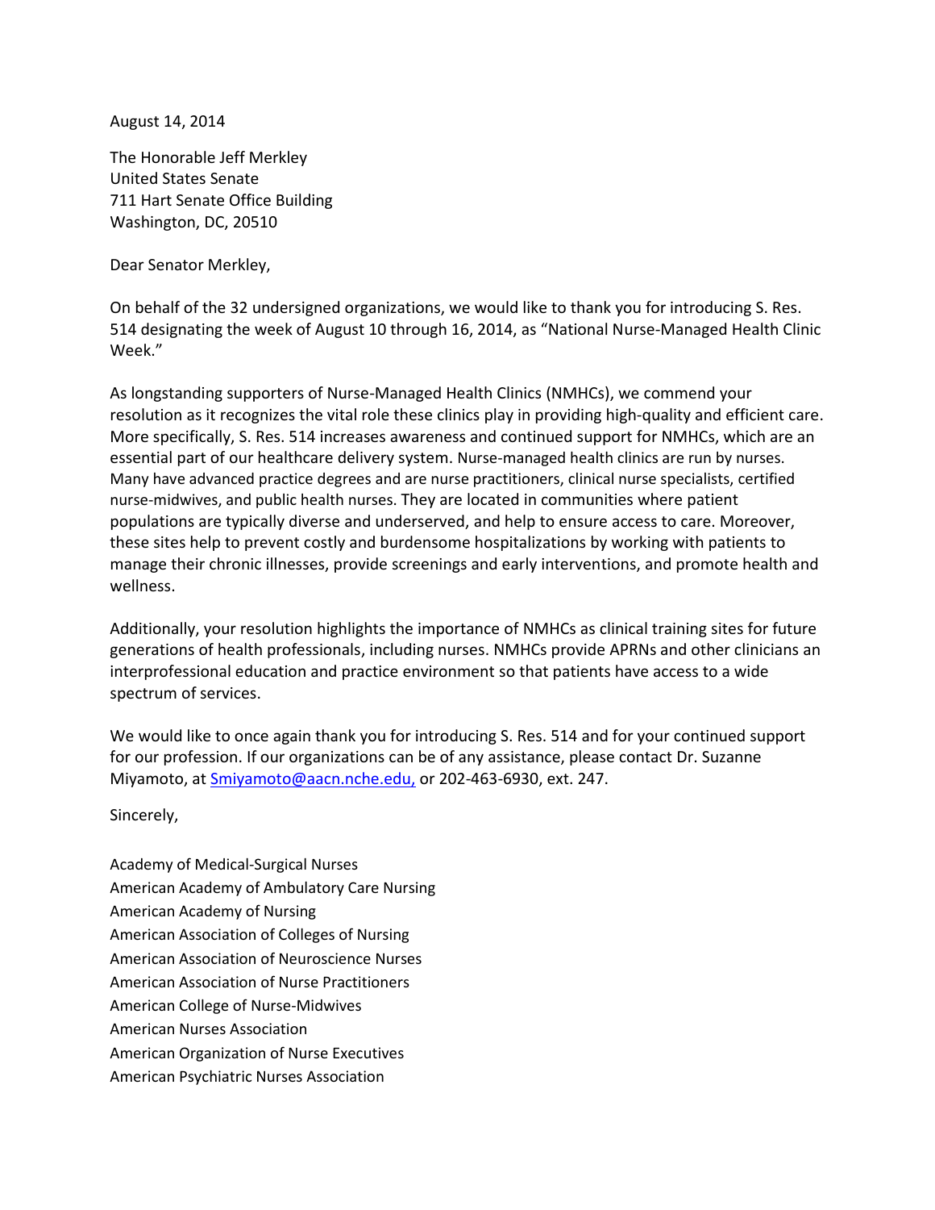August 14, 2014

The Honorable Jeff Merkley
United States Senate
711 Hart Senate Office Building
Washington, DC, 20510

Dear Senator Merkley,

On behalf of the 32 undersigned organizations, we would like to thank you for introducing S. Res. 514 designating the week of August 10 through 16, 2014, as "National Nurse-Managed Health Clinic Week."

As longstanding supporters of Nurse-Managed Health Clinics (NMHCs), we commend your resolution as it recognizes the vital role these clinics play in providing high-quality and efficient care. More specifically, S. Res. 514 increases awareness and continued support for NMHCs, which are an essential part of our healthcare delivery system. Nurse-managed health clinics are run by nurses. Many have advanced practice degrees and are nurse practitioners, clinical nurse specialists, certified nurse-midwives, and public health nurses. They are located in communities where patient populations are typically diverse and underserved, and help to ensure access to care. Moreover, these sites help to prevent costly and burdensome hospitalizations by working with patients to manage their chronic illnesses, provide screenings and early interventions, and promote health and wellness.

Additionally, your resolution highlights the importance of NMHCs as clinical training sites for future generations of health professionals, including nurses. NMHCs provide APRNs and other clinicians an interprofessional education and practice environment so that patients have access to a wide spectrum of services.

We would like to once again thank you for introducing S. Res. 514 and for your continued support for our profession. If our organizations can be of any assistance, please contact Dr. Suzanne Miyamoto, at Smiyamoto@aacn.nche.edu, or 202-463-6930, ext. 247.

Sincerely,

Academy of Medical-Surgical Nurses
American Academy of Ambulatory Care Nursing
American Academy of Nursing
American Association of Colleges of Nursing
American Association of Neuroscience Nurses
American Association of Nurse Practitioners
American College of Nurse-Midwives
American Nurses Association
American Organization of Nurse Executives
American Psychiatric Nurses Association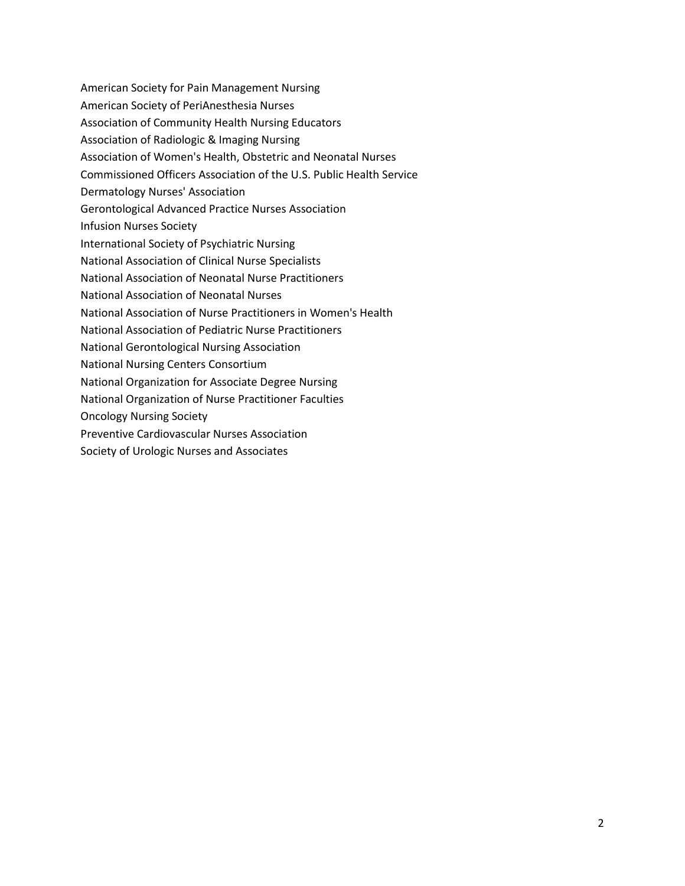American Society for Pain Management Nursing
American Society of PeriAnesthesia Nurses
Association of Community Health Nursing Educators
Association of Radiologic & Imaging Nursing
Association of Women's Health, Obstetric and Neonatal Nurses
Commissioned Officers Association of the U.S. Public Health Service
Dermatology Nurses' Association
Gerontological Advanced Practice Nurses Association
Infusion Nurses Society
International Society of Psychiatric Nursing
National Association of Clinical Nurse Specialists
National Association of Neonatal Nurse Practitioners
National Association of Neonatal Nurses
National Association of Nurse Practitioners in Women's Health
National Association of Pediatric Nurse Practitioners
National Gerontological Nursing Association
National Nursing Centers Consortium
National Organization for Associate Degree Nursing
National Organization of Nurse Practitioner Faculties
Oncology Nursing Society
Preventive Cardiovascular Nurses Association
Society of Urologic Nurses and Associates